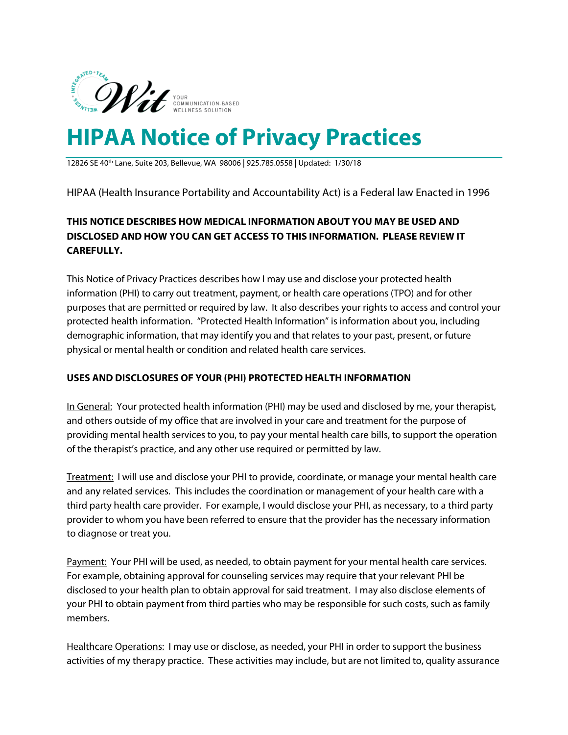# HIPAA Notice of Privacy Practices

12826 SE 40th Lane, Suite 203, Bellevue, WA 98006 | 925.785.0558 | Updated: 1/30/18

HIPAA (Health Insurance Portability and Accountability Act) is a Federal law Enacted in 1996

**THIS NOTICE DESCRIBES HOW MEDICAL INFORMATION ABOUT YOU MAY BE USED AND DISCLOSED AND HOW YOU CAN GET ACCESS TO THIS INFORMATION. PLEASE REVIEW IT CAREFULLY.**

This Notice of Privacy Practices describes how I may use and disclose your protected health information (PHI) to carry out treatment, payment, or health care operations (TPO) and for other purposes that are permitted or required by law. It also describes your rights to access and control your protected health information. "Protected Health Information" is information about you, including demographic information, that may identify you and that relates to your past, present, or future physical or mental health or condition and related health care services.

**USES AND DISCLOSURES OF YOUR (PHI) PROTECTED HEALTH INFORMATION**

In General: Your protected health information (PHI) may be used and disclosed by me, your therapist, and others outside of my office that are involved in your care and treatment for the purpose of providing mental health services to you, to pay your mental health care bills, to support the operation of the therapist's practice, and any other use required or permitted by law.

Treatment: I will use and disclose your PHI to provide, coordinate, or manage your mental health care and any related services. This includes the coordination or management of your health care with a third party health care provider. For example, I would disclose your PHI, as necessary, to a third party provider to whom you have been referred to ensure that the provider has the necessary information to diagnose or treat you.

Payment: Your PHI will be used, as needed, to obtain payment for your mental health care services. For example, obtaining approval for counseling services may require that your relevant PHI be disclosed to your health plan to obtain approval for said treatment. I may also disclose elements of your PHI to obtain payment from third parties who may be responsible for such costs, such as family members.

Healthcare Operations: I may use or disclose, as needed, your PHI in order to support the business activities of my therapy practice. These activities may include, but are not limited to, quality assurance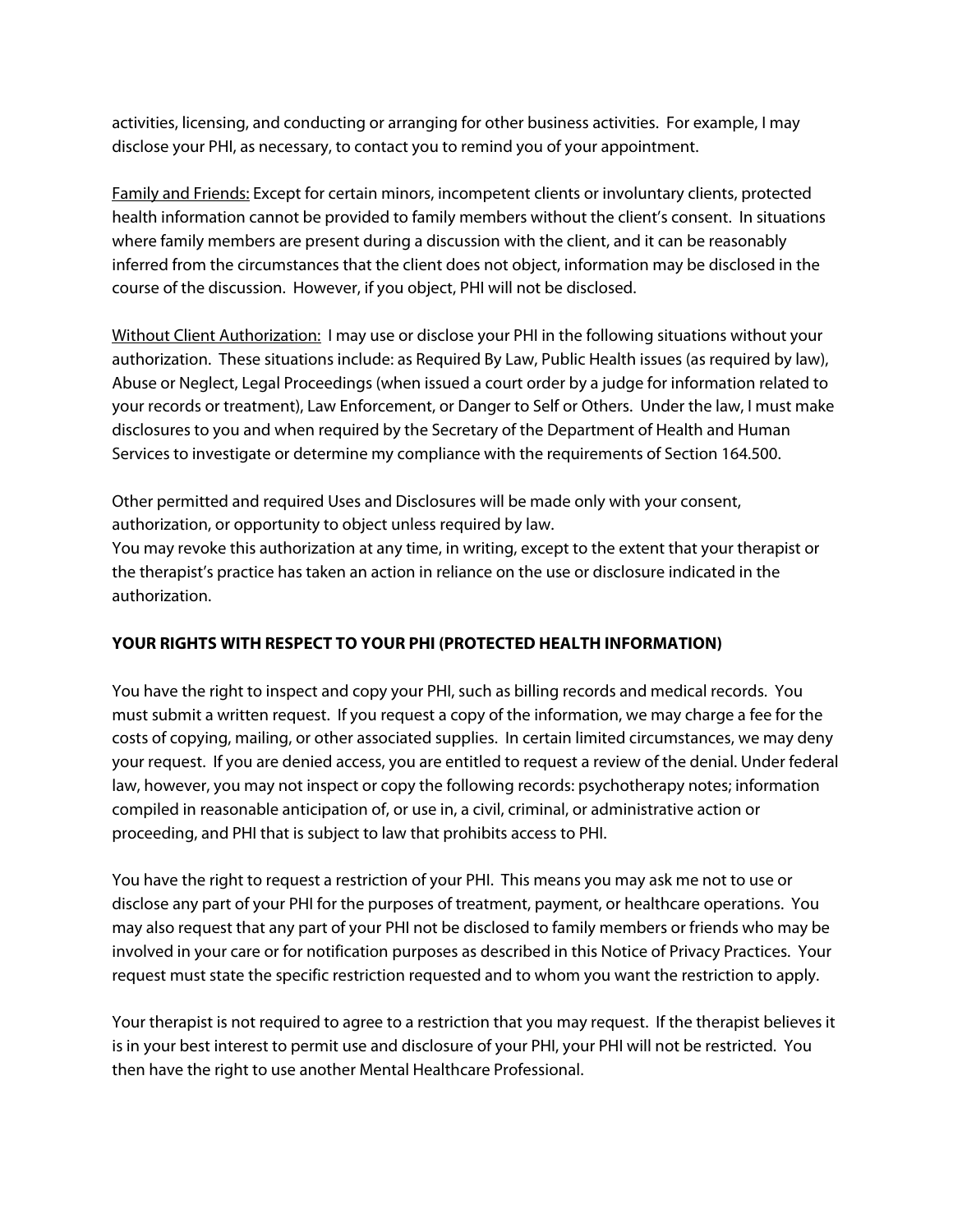activities, licensing, and conducting or arranging for other business activities. For example, I may disclose your PHI, as necessary, to contact you to remind you of your appointment.

Family and Friends: Except for certain minors, incompetent clients or involuntary clients, protected health information cannot be provided to family members without the client's consent. In situations where family members are present during a discussion with the client, and it can be reasonably inferred from the circumstances that the client does not object, information may be disclosed in the course of the discussion. However, if you object, PHI will not be disclosed.

Without Client Authorization: I may use or disclose your PHI in the following situations without your authorization. These situations include: as Required By Law, Public Health issues (as required by law), Abuse or Neglect, Legal Proceedings (when issued a court order by a judge for information related to your records or treatment), Law Enforcement, or Danger to Self or Others. Under the law, I must make disclosures to you and when required by the Secretary of the Department of Health and Human Services to investigate or determine my compliance with the requirements of Section 164.500.

Other permitted and required Uses and Disclosures will be made only with your consent, authorization, or opportunity to object unless required by law.
You may revoke this authorization at any time, in writing, except to the extent that your therapist or the therapist's practice has taken an action in reliance on the use or disclosure indicated in the authorization.

**YOUR RIGHTS WITH RESPECT TO YOUR PHI (PROTECTED HEALTH INFORMATION)**

You have the right to inspect and copy your PHI, such as billing records and medical records. You must submit a written request. If you request a copy of the information, we may charge a fee for the costs of copying, mailing, or other associated supplies. In certain limited circumstances, we may deny your request. If you are denied access, you are entitled to request a review of the denial. Under federal law, however, you may not inspect or copy the following records: psychotherapy notes; information compiled in reasonable anticipation of, or use in, a civil, criminal, or administrative action or proceeding, and PHI that is subject to law that prohibits access to PHI.

You have the right to request a restriction of your PHI. This means you may ask me not to use or disclose any part of your PHI for the purposes of treatment, payment, or healthcare operations. You may also request that any part of your PHI not be disclosed to family members or friends who may be involved in your care or for notification purposes as described in this Notice of Privacy Practices. Your request must state the specific restriction requested and to whom you want the restriction to apply.

Your therapist is not required to agree to a restriction that you may request. If the therapist believes it is in your best interest to permit use and disclosure of your PHI, your PHI will not be restricted. You then have the right to use another Mental Healthcare Professional.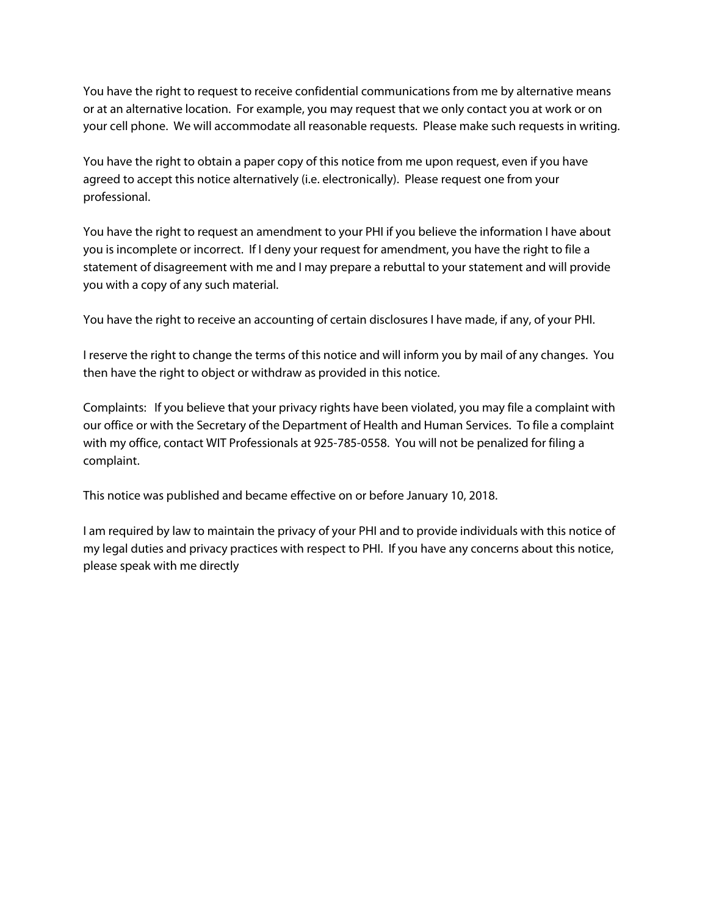You have the right to request to receive confidential communications from me by alternative means or at an alternative location. For example, you may request that we only contact you at work or on your cell phone. We will accommodate all reasonable requests. Please make such requests in writing.

You have the right to obtain a paper copy of this notice from me upon request, even if you have agreed to accept this notice alternatively (i.e. electronically). Please request one from your professional.

You have the right to request an amendment to your PHI if you believe the information I have about you is incomplete or incorrect. If I deny your request for amendment, you have the right to file a statement of disagreement with me and I may prepare a rebuttal to your statement and will provide you with a copy of any such material.

You have the right to receive an accounting of certain disclosures I have made, if any, of your PHI.

I reserve the right to change the terms of this notice and will inform you by mail of any changes. You then have the right to object or withdraw as provided in this notice.

Complaints: If you believe that your privacy rights have been violated, you may file a complaint with our office or with the Secretary of the Department of Health and Human Services. To file a complaint with my office, contact WIT Professionals at 925-785-0558. You will not be penalized for filing a complaint.

This notice was published and became effective on or before January 10, 2018.

I am required by law to maintain the privacy of your PHI and to provide individuals with this notice of my legal duties and privacy practices with respect to PHI. If you have any concerns about this notice, please speak with me directly